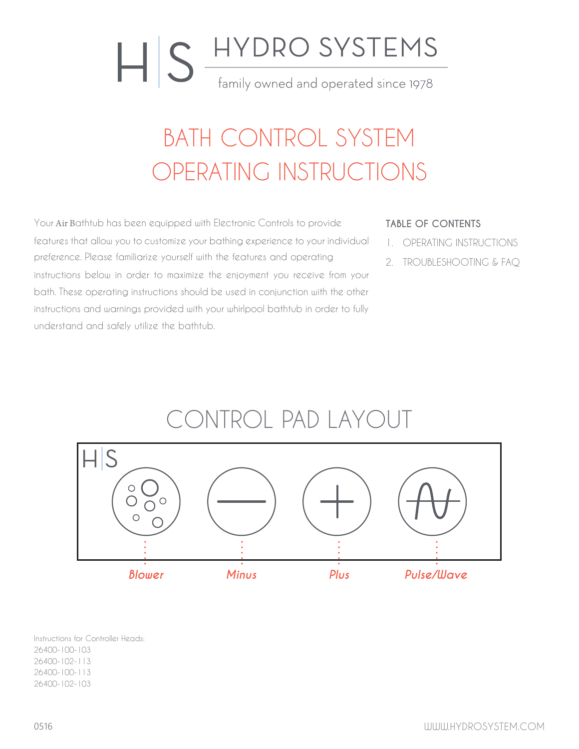# H|S HYDRO SYSTEMS

family owned and operated since 1978

# BATH CONTROL SYSTEM OPERATING INSTRUCTIONS

Your Air Bathtub has been equipped with Electronic Controls to provide features that allow you to customize your bathing experience to your individual preference. Please familiarize yourself with the features and operating instructions below in order to maximize the enjoyment you receive from your bath. These operating instructions should be used in conjunction with the other instructions and warnings provided with your whirlpool bathtub in order to fully understand and safely utilize the bathtub.

**TABLE OF CONTENTS**

1. OPERATING INSTRUCTIONS
2. TROUBLESHOOTING & FAQ

## CONTROL PAD LAYOUT

H|S

*Blower* *Minus* *Plus* *Pulse/Wave*

Instructions for Controller Heads:
26400-100-103
26400-102-113
26400-100-113
26400-102-103

0516

WWW.HYDROSYSTEM.COM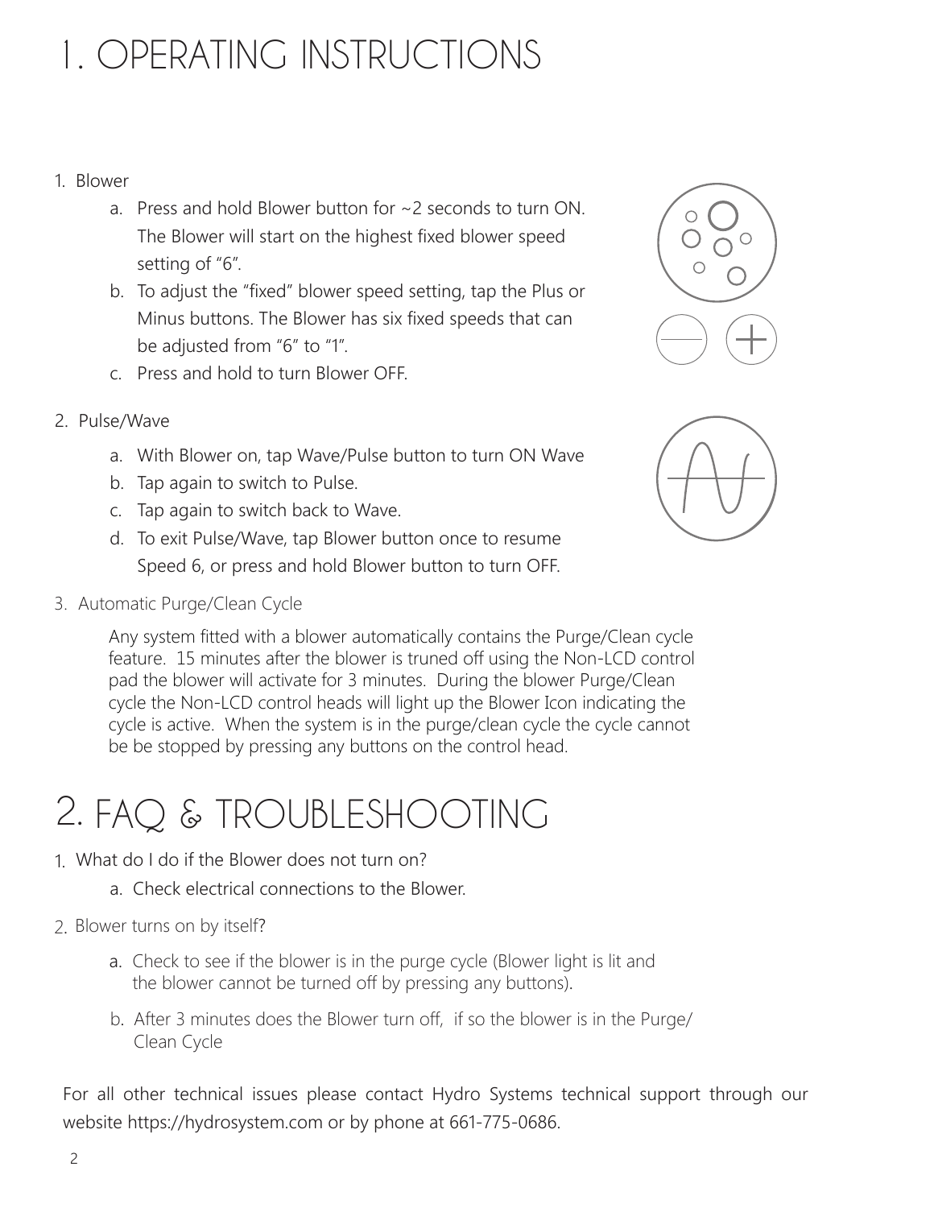# 1. OPERATING INSTRUCTIONS

1. Blower
    a. Press and hold Blower button for ~2 seconds to turn ON. The Blower will start on the highest fixed blower speed setting of "6".
    b. To adjust the "fixed" blower speed setting, tap the Plus or Minus buttons. The Blower has six fixed speeds that can be adjusted from "6" to "1".
    c. Press and hold to turn Blower OFF.

2. Pulse/Wave
    a. With Blower on, tap Wave/Pulse button to turn ON Wave
    b. Tap again to switch to Pulse.
    c. Tap again to switch back to Wave.
    d. To exit Pulse/Wave, tap Blower button once to resume Speed 6, or press and hold Blower button to turn OFF.

3. Automatic Purge/Clean Cycle

    Any system fitted with a blower automatically contains the Purge/Clean cycle feature. 15 minutes after the blower is truned off using the Non-LCD control pad the blower will activate for 3 minutes. During the blower Purge/Clean cycle the Non-LCD control heads will light up the Blower Icon indicating the cycle is active. When the system is in the purge/clean cycle the cycle cannot be be stopped by pressing any buttons on the control head.

# 2. FAQ & TROUBLESHOOTING

1. What do I do if the Blower does not turn on?
    a. Check electrical connections to the Blower.

2. Blower turns on by itself?
    a. Check to see if the blower is in the purge cycle (Blower light is lit and the blower cannot be turned off by pressing any buttons).
    b. After 3 minutes does the Blower turn off, if so the blower is in the Purge/Clean Cycle

For all other technical issues please contact Hydro Systems technical support through our website https://hydrosystem.com or by phone at 661-775-0686.